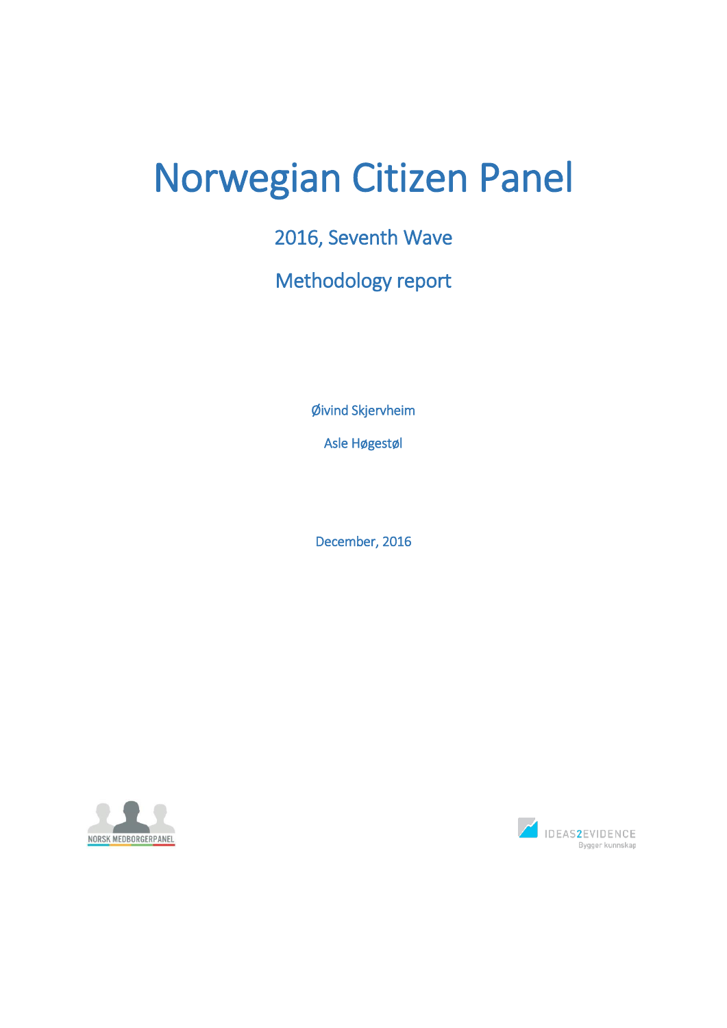# Norwegian Citizen Panel

## 2016, Seventh Wave

## Methodology report

Øivind Skjervheim

Asle Høgestøl

December, 2016

NORSK MEDBORGERPANEL

IDEAS2EVIDENCE
Bygger kunnskap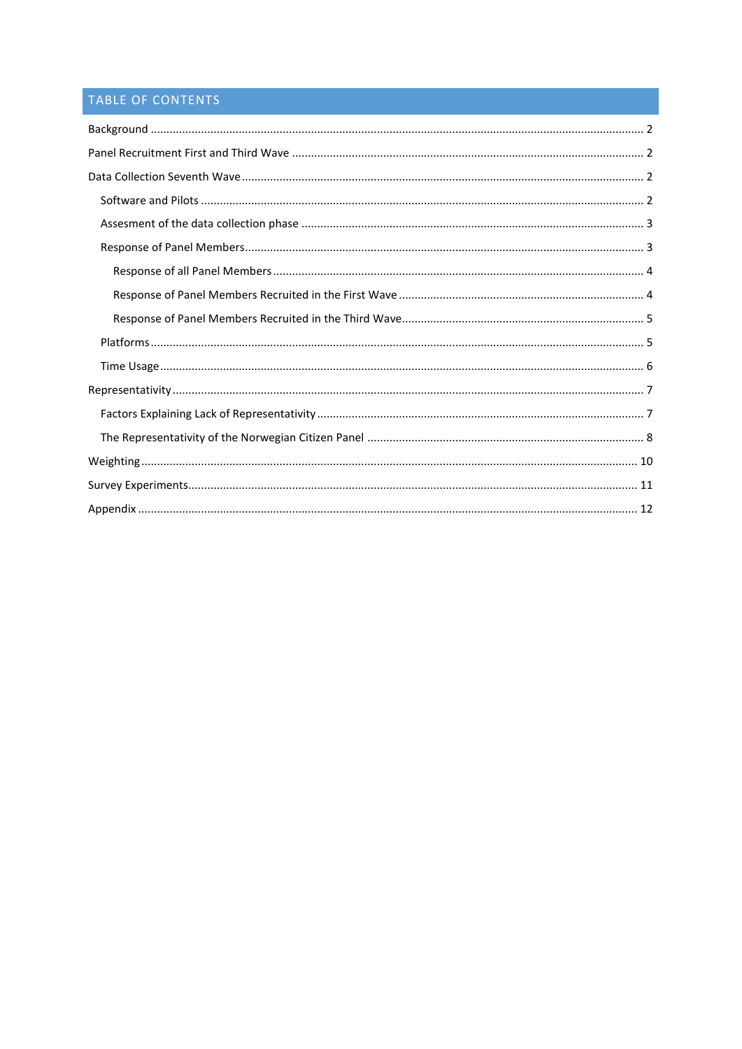## TABLE OF CONTENTS

Background ........................................................................................................................................... 2

Panel Recruitment First and Third Wave ............................................................................................... 2

Data Collection Seventh Wave .............................................................................................................. 2

- Software and Pilots ............................................................................................................................ 2
- Assesment of the data collection phase ............................................................................................ 3
- Response of Panel Members .............................................................................................................. 3
  - Response of all Panel Members ..................................................................................................... 4
  - Response of Panel Members Recruited in the First Wave ............................................................. 4
  - Response of Panel Members Recruited in the Third Wave ............................................................ 5
- Platforms ........................................................................................................................................... 5
- Time Usage ......................................................................................................................................... 6

Representativity ..................................................................................................................................... 7

- Factors Explaining Lack of Representativity ....................................................................................... 7
- The Representativity of the Norwegian Citizen Panel ....................................................................... 8

Weighting ............................................................................................................................................. 10

Survey Experiments .............................................................................................................................. 11

Appendix ............................................................................................................................................... 12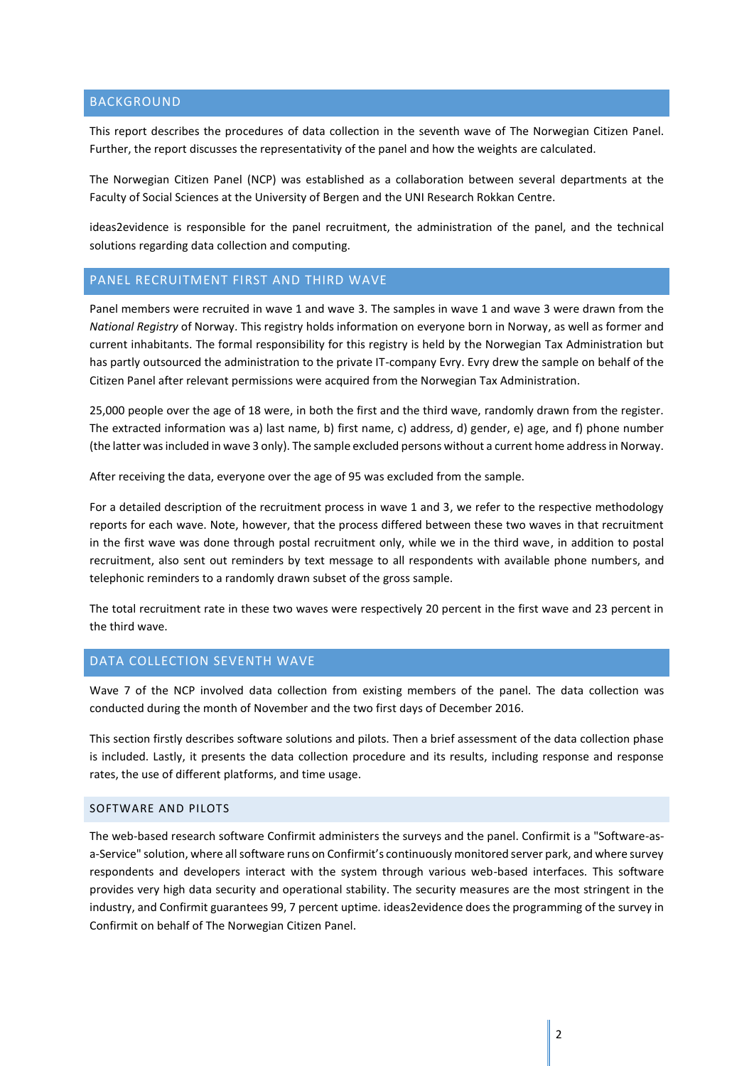## BACKGROUND

This report describes the procedures of data collection in the seventh wave of The Norwegian Citizen Panel. Further, the report discusses the representativity of the panel and how the weights are calculated.

The Norwegian Citizen Panel (NCP) was established as a collaboration between several departments at the Faculty of Social Sciences at the University of Bergen and the UNI Research Rokkan Centre.

ideas2evidence is responsible for the panel recruitment, the administration of the panel, and the technical solutions regarding data collection and computing.

## PANEL RECRUITMENT FIRST AND THIRD WAVE

Panel members were recruited in wave 1 and wave 3. The samples in wave 1 and wave 3 were drawn from the *National Registry* of Norway. This registry holds information on everyone born in Norway, as well as former and current inhabitants. The formal responsibility for this registry is held by the Norwegian Tax Administration but has partly outsourced the administration to the private IT-company Evry. Evry drew the sample on behalf of the Citizen Panel after relevant permissions were acquired from the Norwegian Tax Administration.

25,000 people over the age of 18 were, in both the first and the third wave, randomly drawn from the register. The extracted information was a) last name, b) first name, c) address, d) gender, e) age, and f) phone number (the latter was included in wave 3 only). The sample excluded persons without a current home address in Norway.

After receiving the data, everyone over the age of 95 was excluded from the sample.

For a detailed description of the recruitment process in wave 1 and 3, we refer to the respective methodology reports for each wave. Note, however, that the process differed between these two waves in that recruitment in the first wave was done through postal recruitment only, while we in the third wave, in addition to postal recruitment, also sent out reminders by text message to all respondents with available phone numbers, and telephonic reminders to a randomly drawn subset of the gross sample.

The total recruitment rate in these two waves were respectively 20 percent in the first wave and 23 percent in the third wave.

## DATA COLLECTION SEVENTH WAVE

Wave 7 of the NCP involved data collection from existing members of the panel. The data collection was conducted during the month of November and the two first days of December 2016.

This section firstly describes software solutions and pilots. Then a brief assessment of the data collection phase is included. Lastly, it presents the data collection procedure and its results, including response and response rates, the use of different platforms, and time usage.

### SOFTWARE AND PILOTS

The web-based research software Confirmit administers the surveys and the panel. Confirmit is a "Software-as-a-Service" solution, where all software runs on Confirmit's continuously monitored server park, and where survey respondents and developers interact with the system through various web-based interfaces. This software provides very high data security and operational stability. The security measures are the most stringent in the industry, and Confirmit guarantees 99, 7 percent uptime. ideas2evidence does the programming of the survey in Confirmit on behalf of The Norwegian Citizen Panel.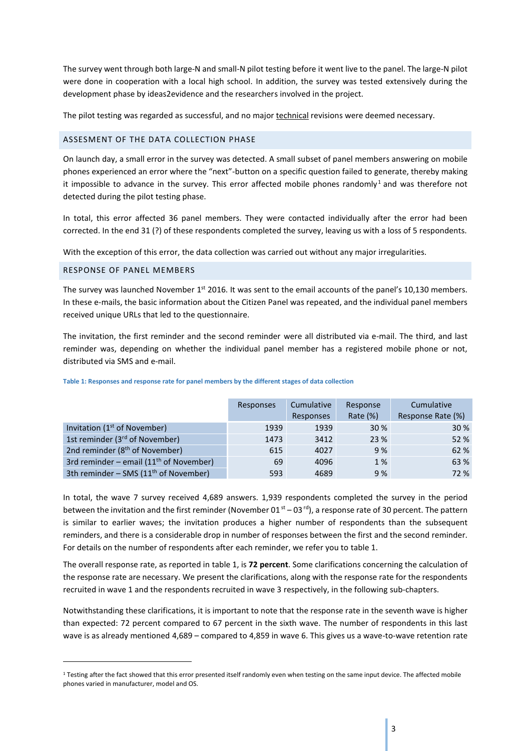The survey went through both large-N and small-N pilot testing before it went live to the panel. The large-N pilot were done in cooperation with a local high school. In addition, the survey was tested extensively during the development phase by ideas2evidence and the researchers involved in the project.

The pilot testing was regarded as successful, and no major technical revisions were deemed necessary.

## ASSESMENT OF THE DATA COLLECTION PHASE

On launch day, a small error in the survey was detected. A small subset of panel members answering on mobile phones experienced an error where the "next"-button on a specific question failed to generate, thereby making it impossible to advance in the survey. This error affected mobile phones randomly[1] and was therefore not detected during the pilot testing phase.

In total, this error affected 36 panel members. They were contacted individually after the error had been corrected. In the end 31 (?) of these respondents completed the survey, leaving us with a loss of 5 respondents.

With the exception of this error, the data collection was carried out without any major irregularities.

## RESPONSE OF PANEL MEMBERS

The survey was launched November 1st 2016. It was sent to the email accounts of the panel's 10,130 members. In these e-mails, the basic information about the Citizen Panel was repeated, and the individual panel members received unique URLs that led to the questionnaire.

The invitation, the first reminder and the second reminder were all distributed via e-mail. The third, and last reminder was, depending on whether the individual panel member has a registered mobile phone or not, distributed via SMS and e-mail.

**Table 1: Responses and response rate for panel members by the different stages of data collection**

| | Responses | Cumulative Responses | Response Rate (%) | Cumulative Response Rate (%) |
|---|---|---|---|---|
| Invitation (1st of November) | 1939 | 1939 | 30 % | 30 % |
| 1st reminder (3rd of November) | 1473 | 3412 | 23 % | 52 % |
| 2nd reminder (8th of November) | 615 | 4027 | 9 % | 62 % |
| 3rd reminder – email (11th of November) | 69 | 4096 | 1 % | 63 % |
| 3th reminder – SMS (11th of November) | 593 | 4689 | 9 % | 72 % |

In total, the wave 7 survey received 4,689 answers. 1,939 respondents completed the survey in the period between the invitation and the first reminder (November 01st – 03rd), a response rate of 30 percent. The pattern is similar to earlier waves; the invitation produces a higher number of respondents than the subsequent reminders, and there is a considerable drop in number of responses between the first and the second reminder. For details on the number of respondents after each reminder, we refer you to table 1.

The overall response rate, as reported in table 1, is **72 percent**. Some clarifications concerning the calculation of the response rate are necessary. We present the clarifications, along with the response rate for the respondents recruited in wave 1 and the respondents recruited in wave 3 respectively, in the following sub-chapters.

Notwithstanding these clarifications, it is important to note that the response rate in the seventh wave is higher than expected: 72 percent compared to 67 percent in the sixth wave. The number of respondents in this last wave is as already mentioned 4,689 – compared to 4,859 in wave 6. This gives us a wave-to-wave retention rate

[1] Testing after the fact showed that this error presented itself randomly even when testing on the same input device. The affected mobile phones varied in manufacturer, model and OS.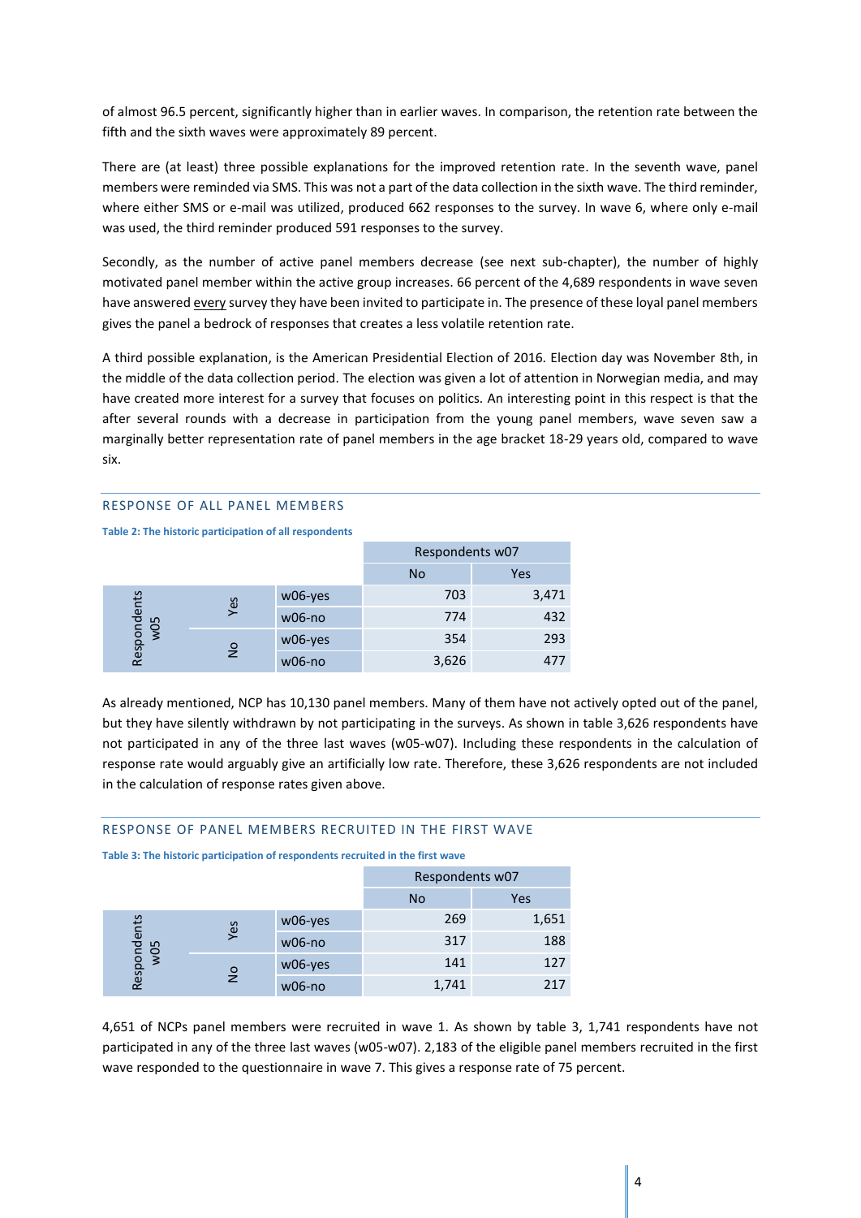of almost 96.5 percent, significantly higher than in earlier waves. In comparison, the retention rate between the fifth and the sixth waves were approximately 89 percent.

There are (at least) three possible explanations for the improved retention rate. In the seventh wave, panel members were reminded via SMS. This was not a part of the data collection in the sixth wave. The third reminder, where either SMS or e-mail was utilized, produced 662 responses to the survey. In wave 6, where only e-mail was used, the third reminder produced 591 responses to the survey.

Secondly, as the number of active panel members decrease (see next sub-chapter), the number of highly motivated panel member within the active group increases. 66 percent of the 4,689 respondents in wave seven have answered every survey they have been invited to participate in. The presence of these loyal panel members gives the panel a bedrock of responses that creates a less volatile retention rate.

A third possible explanation, is the American Presidential Election of 2016. Election day was November 8th, in the middle of the data collection period. The election was given a lot of attention in Norwegian media, and may have created more interest for a survey that focuses on politics. An interesting point in this respect is that the after several rounds with a decrease in participation from the young panel members, wave seven saw a marginally better representation rate of panel members in the age bracket 18-29 years old, compared to wave six.

## RESPONSE OF ALL PANEL MEMBERS

**Table 2: The historic participation of all respondents**

| | | | Respondents w07 | |
|---|---|---|---|---|
| | | | No | Yes |
| Respondents w05 | Yes | w06-yes | 703 | 3,471 |
| | | w06-no | 774 | 432 |
| | No | w06-yes | 354 | 293 |
| | | w06-no | 3,626 | 477 |

As already mentioned, NCP has 10,130 panel members. Many of them have not actively opted out of the panel, but they have silently withdrawn by not participating in the surveys. As shown in table 3,626 respondents have not participated in any of the three last waves (w05-w07). Including these respondents in the calculation of response rate would arguably give an artificially low rate. Therefore, these 3,626 respondents are not included in the calculation of response rates given above.

## RESPONSE OF PANEL MEMBERS RECRUITED IN THE FIRST WAVE

**Table 3: The historic participation of respondents recruited in the first wave**

| | | | Respondents w07 | |
|---|---|---|---|---|
| | | | No | Yes |
| Respondents w05 | Yes | w06-yes | 269 | 1,651 |
| | | w06-no | 317 | 188 |
| | No | w06-yes | 141 | 127 |
| | | w06-no | 1,741 | 217 |

4,651 of NCPs panel members were recruited in wave 1. As shown by table 3, 1,741 respondents have not participated in any of the three last waves (w05-w07). 2,183 of the eligible panel members recruited in the first wave responded to the questionnaire in wave 7. This gives a response rate of 75 percent.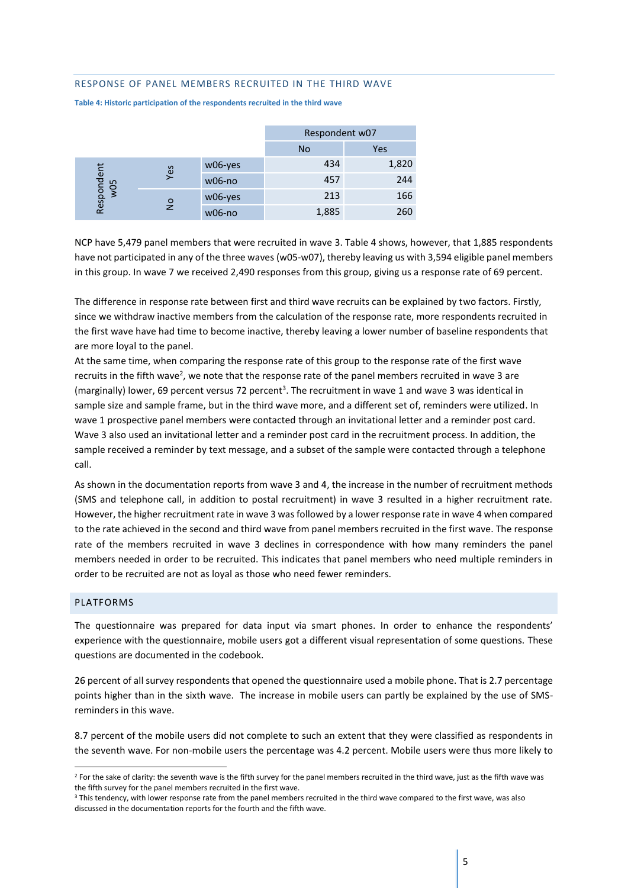## RESPONSE OF PANEL MEMBERS RECRUITED IN THE THIRD WAVE

**Table 4: Historic participation of the respondents recruited in the third wave**

| | | | Respondent w07 | |
|---|---|---|---|---|
| | | | No | Yes |
| Respondent w05 | Yes | w06-yes | 434 | 1,820 |
| | | w06-no | 457 | 244 |
| | No | w06-yes | 213 | 166 |
| | | w06-no | 1,885 | 260 |

NCP have 5,479 panel members that were recruited in wave 3. Table 4 shows, however, that 1,885 respondents have not participated in any of the three waves (w05-w07), thereby leaving us with 3,594 eligible panel members in this group. In wave 7 we received 2,490 responses from this group, giving us a response rate of 69 percent.

The difference in response rate between first and third wave recruits can be explained by two factors. Firstly, since we withdraw inactive members from the calculation of the response rate, more respondents recruited in the first wave have had time to become inactive, thereby leaving a lower number of baseline respondents that are more loyal to the panel.

At the same time, when comparing the response rate of this group to the response rate of the first wave recruits in the fifth wave[2], we note that the response rate of the panel members recruited in wave 3 are (marginally) lower, 69 percent versus 72 percent[3]. The recruitment in wave 1 and wave 3 was identical in sample size and sample frame, but in the third wave more, and a different set of, reminders were utilized. In wave 1 prospective panel members were contacted through an invitational letter and a reminder post card. Wave 3 also used an invitational letter and a reminder post card in the recruitment process. In addition, the sample received a reminder by text message, and a subset of the sample were contacted through a telephone call.

As shown in the documentation reports from wave 3 and 4, the increase in the number of recruitment methods (SMS and telephone call, in addition to postal recruitment) in wave 3 resulted in a higher recruitment rate. However, the higher recruitment rate in wave 3 was followed by a lower response rate in wave 4 when compared to the rate achieved in the second and third wave from panel members recruited in the first wave. The response rate of the members recruited in wave 3 declines in correspondence with how many reminders the panel members needed in order to be recruited. This indicates that panel members who need multiple reminders in order to be recruited are not as loyal as those who need fewer reminders.

## PLATFORMS

The questionnaire was prepared for data input via smart phones. In order to enhance the respondents' experience with the questionnaire, mobile users got a different visual representation of some questions. These questions are documented in the codebook.

26 percent of all survey respondents that opened the questionnaire used a mobile phone. That is 2.7 percentage points higher than in the sixth wave. The increase in mobile users can partly be explained by the use of SMS-reminders in this wave.

8.7 percent of the mobile users did not complete to such an extent that they were classified as respondents in the seventh wave. For non-mobile users the percentage was 4.2 percent. Mobile users were thus more likely to

[2] For the sake of clarity: the seventh wave is the fifth survey for the panel members recruited in the third wave, just as the fifth wave was the fifth survey for the panel members recruited in the first wave.

[3] This tendency, with lower response rate from the panel members recruited in the third wave compared to the first wave, was also discussed in the documentation reports for the fourth and the fifth wave.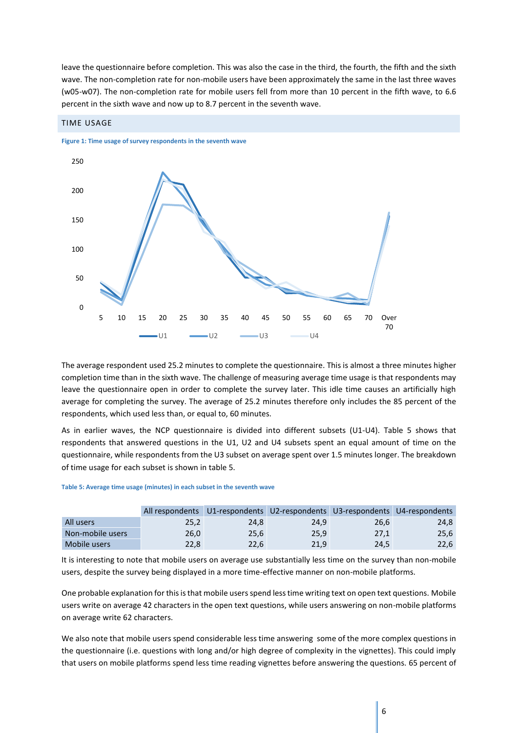leave the questionnaire before completion. This was also the case in the third, the fourth, the fifth and the sixth wave. The non-completion rate for non-mobile users have been approximately the same in the last three waves (w05-w07). The non-completion rate for mobile users fell from more than 10 percent in the fifth wave, to 6.6 percent in the sixth wave and now up to 8.7 percent in the seventh wave.

## TIME USAGE

**Figure 1: Time usage of survey respondents in the seventh wave**

The average respondent used 25.2 minutes to complete the questionnaire. This is almost a three minutes higher completion time than in the sixth wave. The challenge of measuring average time usage is that respondents may leave the questionnaire open in order to complete the survey later. This idle time causes an artificially high average for completing the survey. The average of 25.2 minutes therefore only includes the 85 percent of the respondents, which used less than, or equal to, 60 minutes.

As in earlier waves, the NCP questionnaire is divided into different subsets (U1-U4). Table 5 shows that respondents that answered questions in the U1, U2 and U4 subsets spent an equal amount of time on the questionnaire, while respondents from the U3 subset on average spent over 1.5 minutes longer. The breakdown of time usage for each subset is shown in table 5.

**Table 5: Average time usage (minutes) in each subset in the seventh wave**

| | All respondents | U1-respondents | U2-respondents | U3-respondents | U4-respondents |
|---|---|---|---|---|---|
| All users | 25,2 | 24,8 | 24,9 | 26,6 | 24,8 |
| Non-mobile users | 26,0 | 25,6 | 25,9 | 27,1 | 25,6 |
| Mobile users | 22,8 | 22,6 | 21,9 | 24,5 | 22,6 |

It is interesting to note that mobile users on average use substantially less time on the survey than non-mobile users, despite the survey being displayed in a more time-effective manner on non-mobile platforms.

One probable explanation for this is that mobile users spend less time writing text on open text questions. Mobile users write on average 42 characters in the open text questions, while users answering on non-mobile platforms on average write 62 characters.

We also note that mobile users spend considerable less time answering some of the more complex questions in the questionnaire (i.e. questions with long and/or high degree of complexity in the vignettes). This could imply that users on mobile platforms spend less time reading vignettes before answering the questions. 65 percent of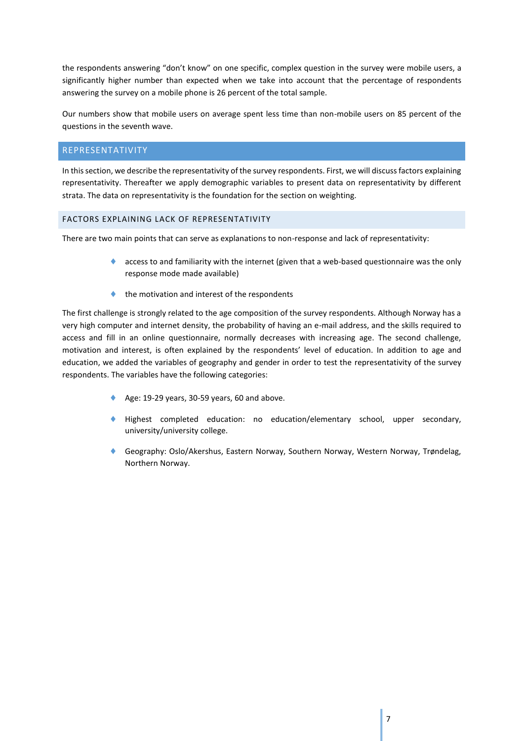the respondents answering "don't know" on one specific, complex question in the survey were mobile users, a significantly higher number than expected when we take into account that the percentage of respondents answering the survey on a mobile phone is 26 percent of the total sample.

Our numbers show that mobile users on average spent less time than non-mobile users on 85 percent of the questions in the seventh wave.

## REPRESENTATIVITY

In this section, we describe the representativity of the survey respondents. First, we will discuss factors explaining representativity. Thereafter we apply demographic variables to present data on representativity by different strata. The data on representativity is the foundation for the section on weighting.

### FACTORS EXPLAINING LACK OF REPRESENTATIVITY

There are two main points that can serve as explanations to non-response and lack of representativity:

- access to and familiarity with the internet (given that a web-based questionnaire was the only response mode made available)
- the motivation and interest of the respondents

The first challenge is strongly related to the age composition of the survey respondents. Although Norway has a very high computer and internet density, the probability of having an e-mail address, and the skills required to access and fill in an online questionnaire, normally decreases with increasing age. The second challenge, motivation and interest, is often explained by the respondents' level of education. In addition to age and education, we added the variables of geography and gender in order to test the representativity of the survey respondents. The variables have the following categories:

- Age: 19-29 years, 30-59 years, 60 and above.
- Highest completed education: no education/elementary school, upper secondary, university/university college.
- Geography: Oslo/Akershus, Eastern Norway, Southern Norway, Western Norway, Trøndelag, Northern Norway.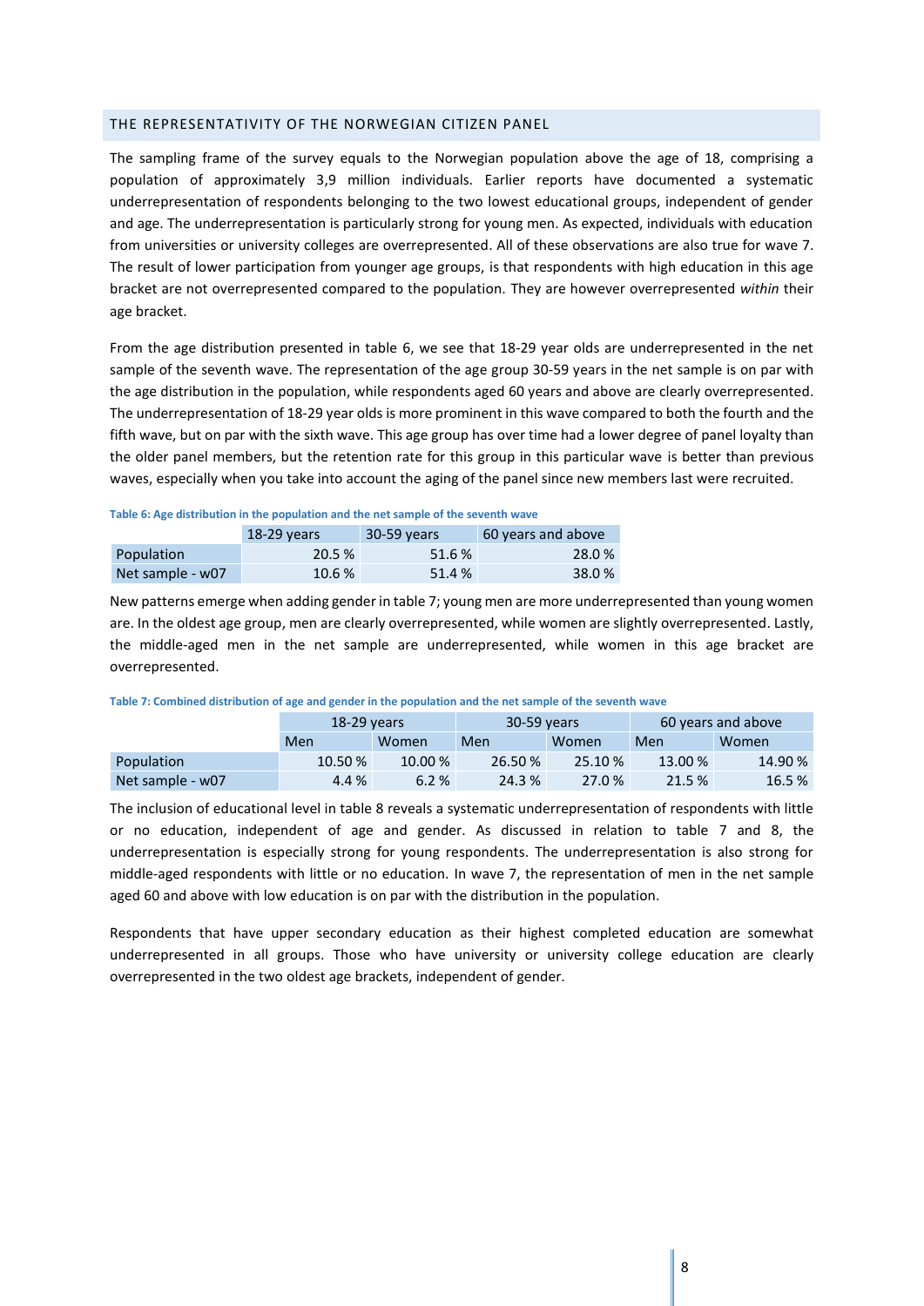## THE REPRESENTATIVITY OF THE NORWEGIAN CITIZEN PANEL

The sampling frame of the survey equals to the Norwegian population above the age of 18, comprising a population of approximately 3,9 million individuals. Earlier reports have documented a systematic underrepresentation of respondents belonging to the two lowest educational groups, independent of gender and age. The underrepresentation is particularly strong for young men. As expected, individuals with education from universities or university colleges are overrepresented. All of these observations are also true for wave 7. The result of lower participation from younger age groups, is that respondents with high education in this age bracket are not overrepresented compared to the population. They are however overrepresented *within* their age bracket.

From the age distribution presented in table 6, we see that 18-29 year olds are underrepresented in the net sample of the seventh wave. The representation of the age group 30-59 years in the net sample is on par with the age distribution in the population, while respondents aged 60 years and above are clearly overrepresented. The underrepresentation of 18-29 year olds is more prominent in this wave compared to both the fourth and the fifth wave, but on par with the sixth wave. This age group has over time had a lower degree of panel loyalty than the older panel members, but the retention rate for this group in this particular wave is better than previous waves, especially when you take into account the aging of the panel since new members last were recruited.

**Table 6: Age distribution in the population and the net sample of the seventh wave**

| | 18-29 years | 30-59 years | 60 years and above |
|---|---|---|---|
| Population | 20.5 % | 51.6 % | 28.0 % |
| Net sample - w07 | 10.6 % | 51.4 % | 38.0 % |

New patterns emerge when adding gender in table 7; young men are more underrepresented than young women are. In the oldest age group, men are clearly overrepresented, while women are slightly overrepresented. Lastly, the middle-aged men in the net sample are underrepresented, while women in this age bracket are overrepresented.

**Table 7: Combined distribution of age and gender in the population and the net sample of the seventh wave**

| | 18-29 years | | 30-59 years | | 60 years and above | |
|---|---|---|---|---|---|---|
| | Men | Women | Men | Women | Men | Women |
| Population | 10.50 % | 10.00 % | 26.50 % | 25.10 % | 13.00 % | 14.90 % |
| Net sample - w07 | 4.4 % | 6.2 % | 24.3 % | 27.0 % | 21.5 % | 16.5 % |

The inclusion of educational level in table 8 reveals a systematic underrepresentation of respondents with little or no education, independent of age and gender. As discussed in relation to table 7 and 8, the underrepresentation is especially strong for young respondents. The underrepresentation is also strong for middle-aged respondents with little or no education. In wave 7, the representation of men in the net sample aged 60 and above with low education is on par with the distribution in the population.

Respondents that have upper secondary education as their highest completed education are somewhat underrepresented in all groups. Those who have university or university college education are clearly overrepresented in the two oldest age brackets, independent of gender.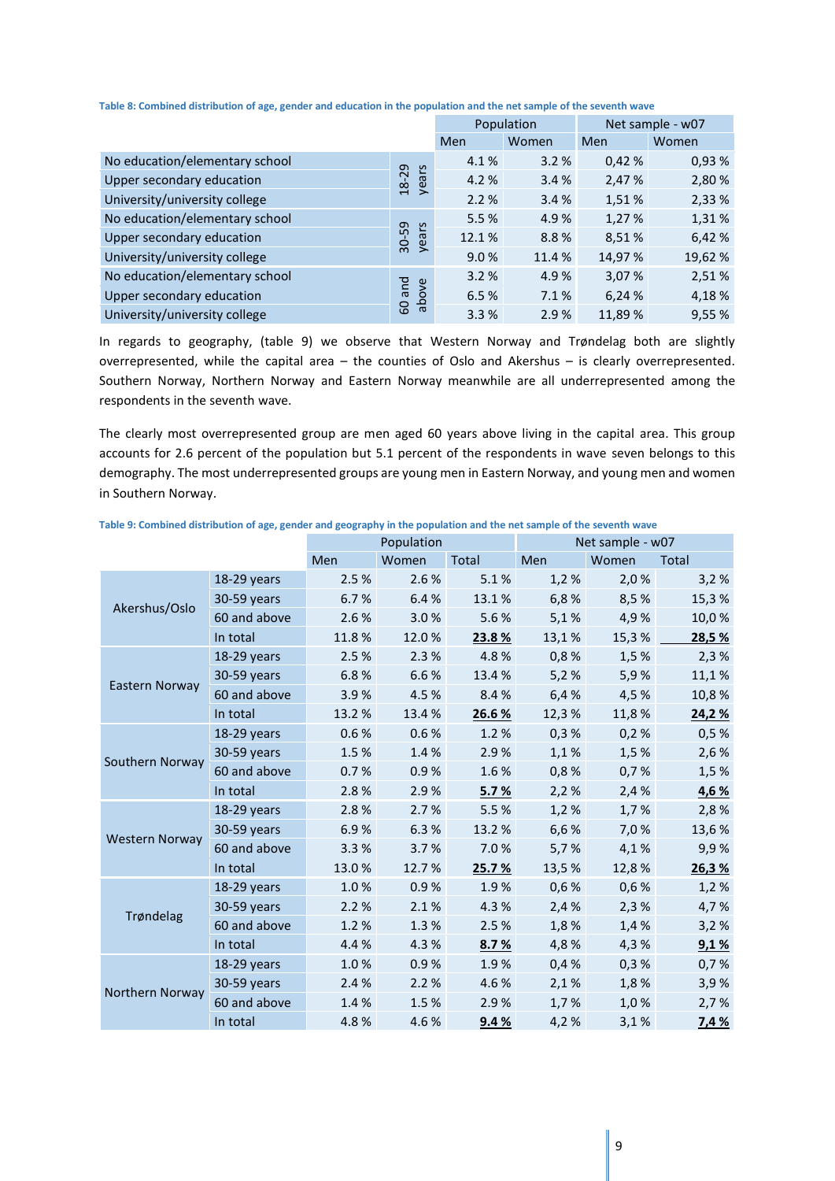**Table 8: Combined distribution of age, gender and education in the population and the net sample of the seventh wave**

| | | Population | | Net sample - w07 | |
|---|---|---|---|---|---|
| | | Men | Women | Men | Women |
| No education/elementary school | 18-29 years | 4.1 % | 3.2 % | 0,42 % | 0,93 % |
| Upper secondary education | | 4.2 % | 3.4 % | 2,47 % | 2,80 % |
| University/university college | | 2.2 % | 3.4 % | 1,51 % | 2,33 % |
| No education/elementary school | 30-59 years | 5.5 % | 4.9 % | 1,27 % | 1,31 % |
| Upper secondary education | | 12.1 % | 8.8 % | 8,51 % | 6,42 % |
| University/university college | | 9.0 % | 11.4 % | 14,97 % | 19,62 % |
| No education/elementary school | 60 and above | 3.2 % | 4.9 % | 3,07 % | 2,51 % |
| Upper secondary education | | 6.5 % | 7.1 % | 6,24 % | 4,18 % |
| University/university college | | 3.3 % | 2.9 % | 11,89 % | 9,55 % |

In regards to geography, (table 9) we observe that Western Norway and Trøndelag both are slightly overrepresented, while the capital area – the counties of Oslo and Akershus – is clearly overrepresented. Southern Norway, Northern Norway and Eastern Norway meanwhile are all underrepresented among the respondents in the seventh wave.

The clearly most overrepresented group are men aged 60 years above living in the capital area. This group accounts for 2.6 percent of the population but 5.1 percent of the respondents in wave seven belongs to this demography. The most underrepresented groups are young men in Eastern Norway, and young men and women in Southern Norway.

**Table 9: Combined distribution of age, gender and geography in the population and the net sample of the seventh wave**

| | | Population | | | Net sample - w07 | | |
|---|---|---|---|---|---|---|---|
| | | Men | Women | Total | Men | Women | Total |
| Akershus/Oslo | 18-29 years | 2.5 % | 2.6 % | 5.1 % | 1,2 % | 2,0 % | 3,2 % |
| | 30-59 years | 6.7 % | 6.4 % | 13.1 % | 6,8 % | 8,5 % | 15,3 % |
| | 60 and above | 2.6 % | 3.0 % | 5.6 % | 5,1 % | 4,9 % | 10,0 % |
| | In total | 11.8 % | 12.0 % | **23.8 %** | 13,1 % | 15,3 % | **28,5 %** |
| Eastern Norway | 18-29 years | 2.5 % | 2.3 % | 4.8 % | 0,8 % | 1,5 % | 2,3 % |
| | 30-59 years | 6.8 % | 6.6 % | 13.4 % | 5,2 % | 5,9 % | 11,1 % |
| | 60 and above | 3.9 % | 4.5 % | 8.4 % | 6,4 % | 4,5 % | 10,8 % |
| | In total | 13.2 % | 13.4 % | **26.6 %** | 12,3 % | 11,8 % | **24,2 %** |
| Southern Norway | 18-29 years | 0.6 % | 0.6 % | 1.2 % | 0,3 % | 0,2 % | 0,5 % |
| | 30-59 years | 1.5 % | 1.4 % | 2.9 % | 1,1 % | 1,5 % | 2,6 % |
| | 60 and above | 0.7 % | 0.9 % | 1.6 % | 0,8 % | 0,7 % | 1,5 % |
| | In total | 2.8 % | 2.9 % | **5.7 %** | 2,2 % | 2,4 % | **4,6 %** |
| Western Norway | 18-29 years | 2.8 % | 2.7 % | 5.5 % | 1,2 % | 1,7 % | 2,8 % |
| | 30-59 years | 6.9 % | 6.3 % | 13.2 % | 6,6 % | 7,0 % | 13,6 % |
| | 60 and above | 3.3 % | 3.7 % | 7.0 % | 5,7 % | 4,1 % | 9,9 % |
| | In total | 13.0 % | 12.7 % | **25.7 %** | 13,5 % | 12,8 % | **26,3 %** |
| Trøndelag | 18-29 years | 1.0 % | 0.9 % | 1.9 % | 0,6 % | 0,6 % | 1,2 % |
| | 30-59 years | 2.2 % | 2.1 % | 4.3 % | 2,4 % | 2,3 % | 4,7 % |
| | 60 and above | 1.2 % | 1.3 % | 2.5 % | 1,8 % | 1,4 % | 3,2 % |
| | In total | 4.4 % | 4.3 % | **8.7 %** | 4,8 % | 4,3 % | **9,1 %** |
| Northern Norway | 18-29 years | 1.0 % | 0.9 % | 1.9 % | 0,4 % | 0,3 % | 0,7 % |
| | 30-59 years | 2.4 % | 2.2 % | 4.6 % | 2,1 % | 1,8 % | 3,9 % |
| | 60 and above | 1.4 % | 1.5 % | 2.9 % | 1,7 % | 1,0 % | 2,7 % |
| | In total | 4.8 % | 4.6 % | **9.4 %** | 4,2 % | 3,1 % | **7,4 %** |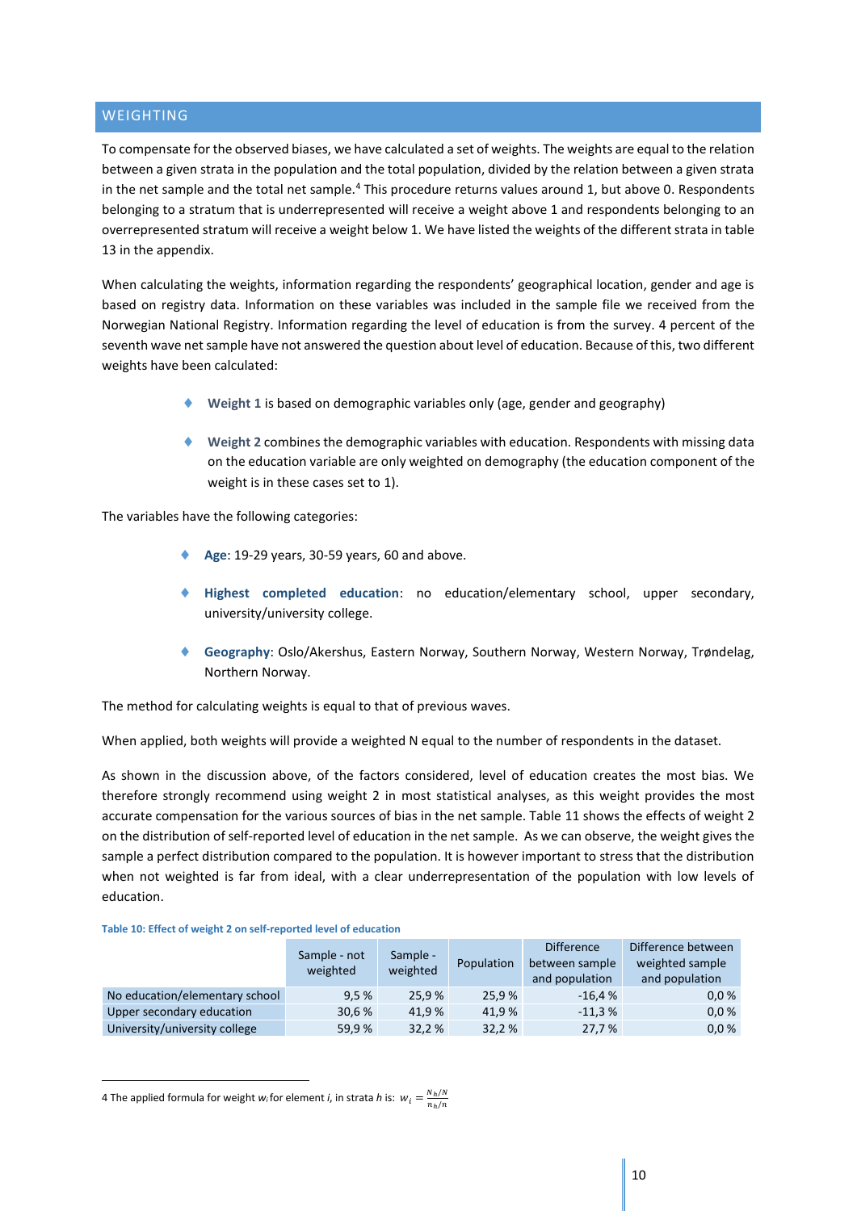## WEIGHTING

To compensate for the observed biases, we have calculated a set of weights. The weights are equal to the relation between a given strata in the population and the total population, divided by the relation between a given strata in the net sample and the total net sample.[4] This procedure returns values around 1, but above 0. Respondents belonging to a stratum that is underrepresented will receive a weight above 1 and respondents belonging to an overrepresented stratum will receive a weight below 1. We have listed the weights of the different strata in table 13 in the appendix.

When calculating the weights, information regarding the respondents' geographical location, gender and age is based on registry data. Information on these variables was included in the sample file we received from the Norwegian National Registry. Information regarding the level of education is from the survey. 4 percent of the seventh wave net sample have not answered the question about level of education. Because of this, two different weights have been calculated:

- **Weight 1** is based on demographic variables only (age, gender and geography)
- **Weight 2** combines the demographic variables with education. Respondents with missing data on the education variable are only weighted on demography (the education component of the weight is in these cases set to 1).

The variables have the following categories:

- **Age**: 19-29 years, 30-59 years, 60 and above.
- **Highest completed education**: no education/elementary school, upper secondary, university/university college.
- **Geography**: Oslo/Akershus, Eastern Norway, Southern Norway, Western Norway, Trøndelag, Northern Norway.

The method for calculating weights is equal to that of previous waves.

When applied, both weights will provide a weighted N equal to the number of respondents in the dataset.

As shown in the discussion above, of the factors considered, level of education creates the most bias. We therefore strongly recommend using weight 2 in most statistical analyses, as this weight provides the most accurate compensation for the various sources of bias in the net sample. Table 11 shows the effects of weight 2 on the distribution of self-reported level of education in the net sample. As we can observe, the weight gives the sample a perfect distribution compared to the population. It is however important to stress that the distribution when not weighted is far from ideal, with a clear underrepresentation of the population with low levels of education.

**Table 10: Effect of weight 2 on self-reported level of education**

| | Sample - not weighted | Sample - weighted | Population | Difference between sample and population | Difference between weighted sample and population |
|---|---|---|---|---|---|
| No education/elementary school | 9,5 % | 25,9 % | 25,9 % | -16,4 % | 0,0 % |
| Upper secondary education | 30,6 % | 41,9 % | 41,9 % | -11,3 % | 0,0 % |
| University/university college | 59,9 % | 32,2 % | 32,2 % | 27,7 % | 0,0 % |

4 The applied formula for weight $w_i$ for element *i*, in strata *h* is: $w_i = \frac{N_h/N}{n_h/n}$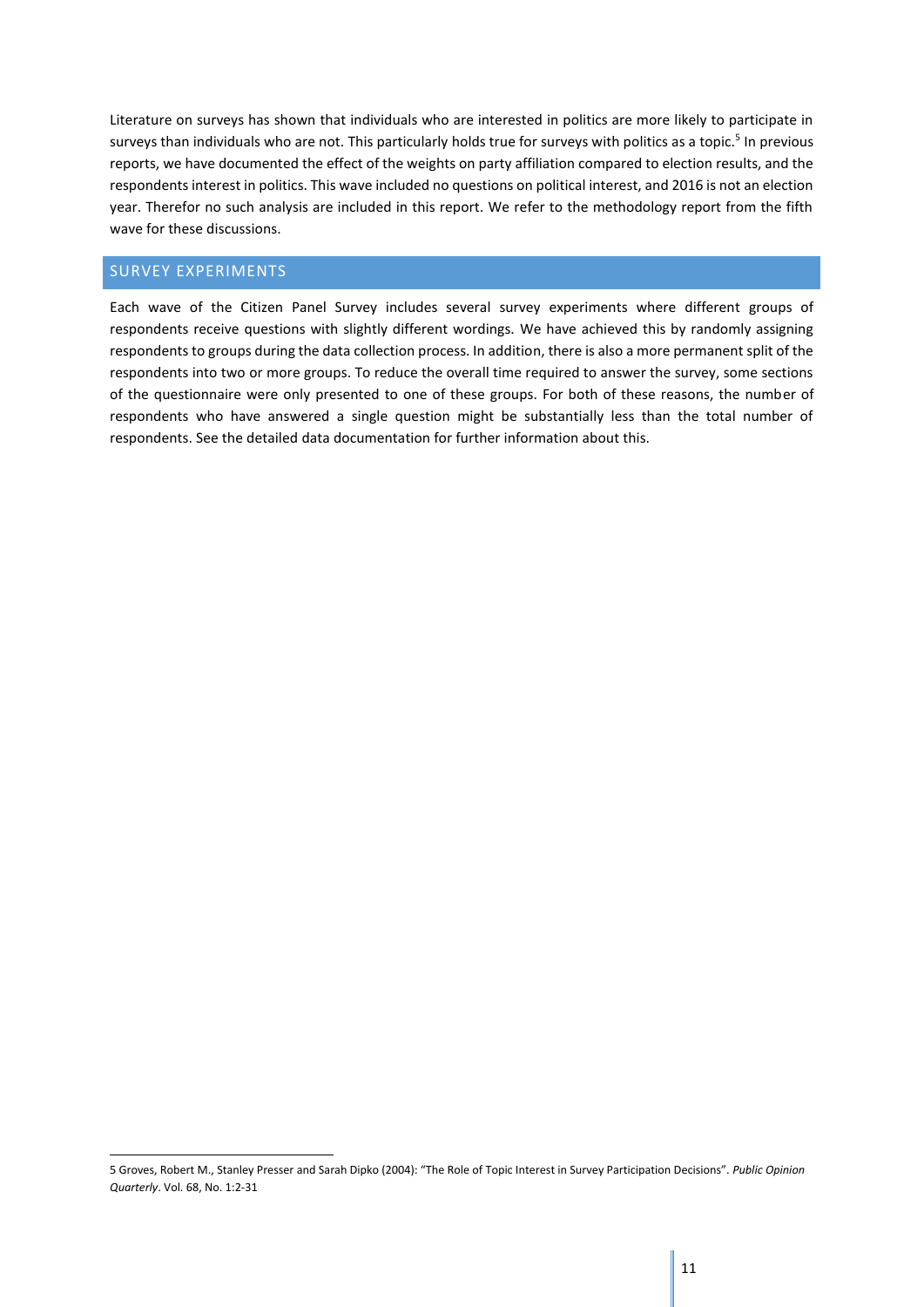Literature on surveys has shown that individuals who are interested in politics are more likely to participate in surveys than individuals who are not. This particularly holds true for surveys with politics as a topic.[5] In previous reports, we have documented the effect of the weights on party affiliation compared to election results, and the respondents interest in politics. This wave included no questions on political interest, and 2016 is not an election year. Therefor no such analysis are included in this report. We refer to the methodology report from the fifth wave for these discussions.

## SURVEY EXPERIMENTS

Each wave of the Citizen Panel Survey includes several survey experiments where different groups of respondents receive questions with slightly different wordings. We have achieved this by randomly assigning respondents to groups during the data collection process. In addition, there is also a more permanent split of the respondents into two or more groups. To reduce the overall time required to answer the survey, some sections of the questionnaire were only presented to one of these groups. For both of these reasons, the number of respondents who have answered a single question might be substantially less than the total number of respondents. See the detailed data documentation for further information about this.

---

5 Groves, Robert M., Stanley Presser and Sarah Dipko (2004): "The Role of Topic Interest in Survey Participation Decisions". *Public Opinion Quarterly*. Vol. 68, No. 1:2-31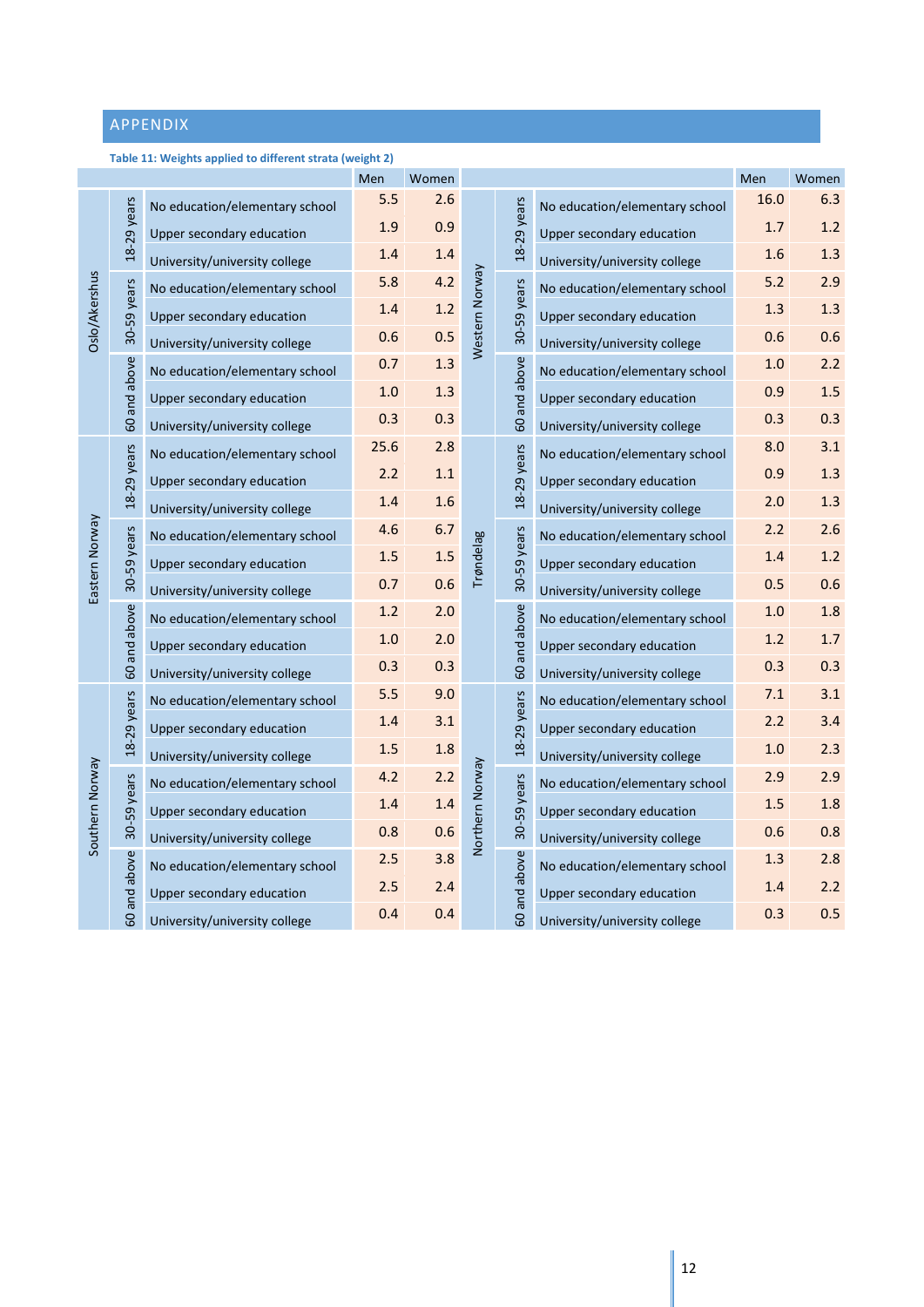## APPENDIX

**Table 11: Weights applied to different strata (weight 2)**

| | | | Men | Women | | | | Men | Women |
|---|---|---|---|---|---|---|---|---|---|
| Oslo/Akershus | 18-29 years | No education/elementary school | 5.5 | 2.6 | Western Norway | 18-29 years | No education/elementary school | 16.0 | 6.3 |
| | | Upper secondary education | 1.9 | 0.9 | | | Upper secondary education | 1.7 | 1.2 |
| | | University/university college | 1.4 | 1.4 | | | University/university college | 1.6 | 1.3 |
| | 30-59 years | No education/elementary school | 5.8 | 4.2 | | 30-59 years | No education/elementary school | 5.2 | 2.9 |
| | | Upper secondary education | 1.4 | 1.2 | | | Upper secondary education | 1.3 | 1.3 |
| | | University/university college | 0.6 | 0.5 | | | University/university college | 0.6 | 0.6 |
| | 60 and above | No education/elementary school | 0.7 | 1.3 | | 60 and above | No education/elementary school | 1.0 | 2.2 |
| | | Upper secondary education | 1.0 | 1.3 | | | Upper secondary education | 0.9 | 1.5 |
| | | University/university college | 0.3 | 0.3 | | | University/university college | 0.3 | 0.3 |
| Eastern Norway | 18-29 years | No education/elementary school | 25.6 | 2.8 | Trøndelag | 18-29 years | No education/elementary school | 8.0 | 3.1 |
| | | Upper secondary education | 2.2 | 1.1 | | | Upper secondary education | 0.9 | 1.3 |
| | | University/university college | 1.4 | 1.6 | | | University/university college | 2.0 | 1.3 |
| | 30-59 years | No education/elementary school | 4.6 | 6.7 | | 30-59 years | No education/elementary school | 2.2 | 2.6 |
| | | Upper secondary education | 1.5 | 1.5 | | | Upper secondary education | 1.4 | 1.2 |
| | | University/university college | 0.7 | 0.6 | | | University/university college | 0.5 | 0.6 |
| | 60 and above | No education/elementary school | 1.2 | 2.0 | | 60 and above | No education/elementary school | 1.0 | 1.8 |
| | | Upper secondary education | 1.0 | 2.0 | | | Upper secondary education | 1.2 | 1.7 |
| | | University/university college | 0.3 | 0.3 | | | University/university college | 0.3 | 0.3 |
| Southern Norway | 18-29 years | No education/elementary school | 5.5 | 9.0 | Northern Norway | 18-29 years | No education/elementary school | 7.1 | 3.1 |
| | | Upper secondary education | 1.4 | 3.1 | | | Upper secondary education | 2.2 | 3.4 |
| | | University/university college | 1.5 | 1.8 | | | University/university college | 1.0 | 2.3 |
| | 30-59 years | No education/elementary school | 4.2 | 2.2 | | 30-59 years | No education/elementary school | 2.9 | 2.9 |
| | | Upper secondary education | 1.4 | 1.4 | | | Upper secondary education | 1.5 | 1.8 |
| | | University/university college | 0.8 | 0.6 | | | University/university college | 0.6 | 0.8 |
| | 60 and above | No education/elementary school | 2.5 | 3.8 | | 60 and above | No education/elementary school | 1.3 | 2.8 |
| | | Upper secondary education | 2.5 | 2.4 | | | Upper secondary education | 1.4 | 2.2 |
| | | University/university college | 0.4 | 0.4 | | | University/university college | 0.3 | 0.5 |